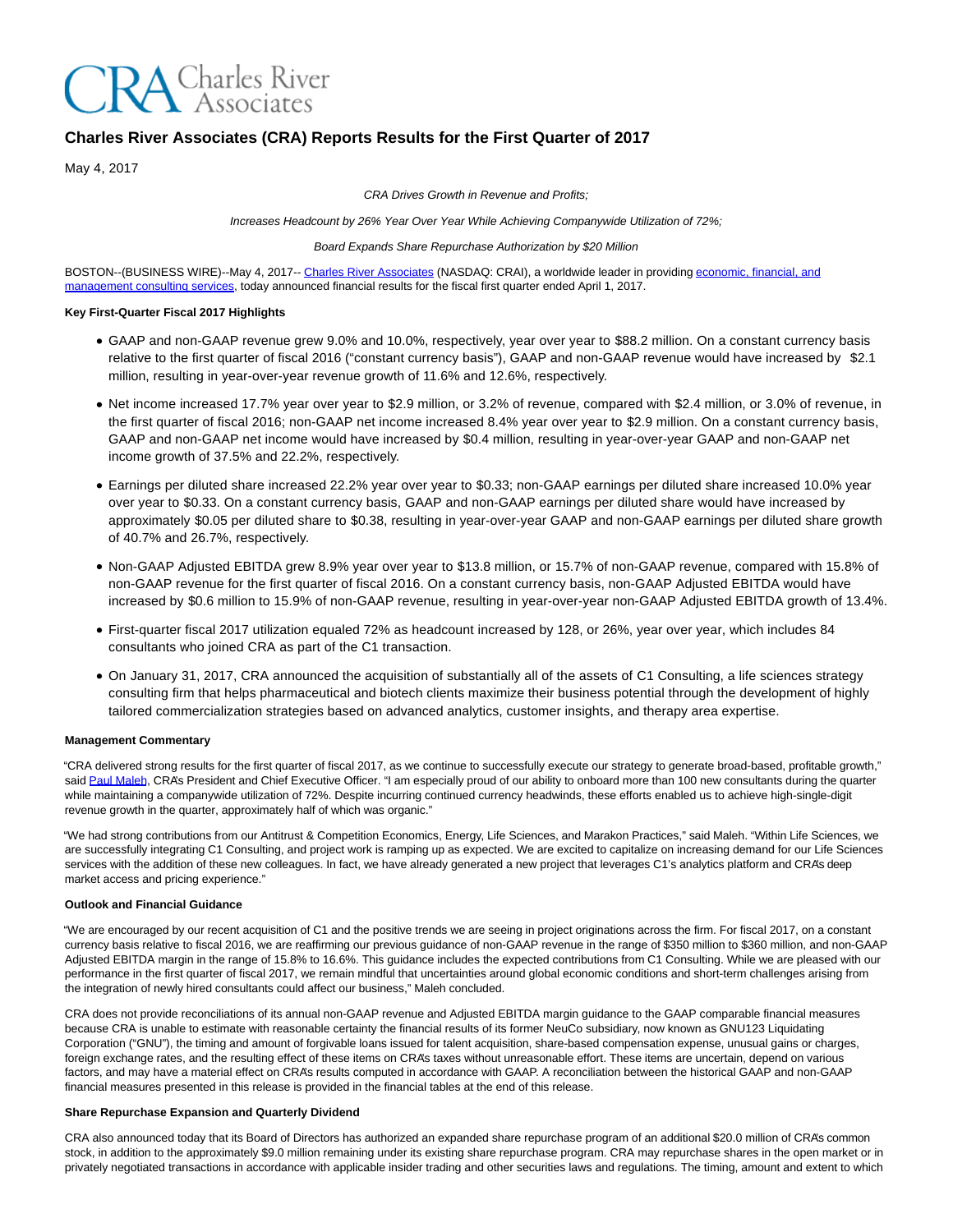# Charles River Associates (CRA) Reports Results for the First Quarter of 2017

May 4, 2017

*CRA Drives Growth in Revenue and Profits;*

*Increases Headcount by 26% Year Over Year While Achieving Companywide Utilization of 72%;*

*Board Expands Share Repurchase Authorization by $20 Million*

BOSTON--(BUSINESS WIRE)--May 4, 2017-- Charles River Associates (NASDAQ: CRAI), a worldwide leader in providing economic, financial, and management consulting services, today announced financial results for the fiscal first quarter ended April 1, 2017.

**Key First-Quarter Fiscal 2017 Highlights**

- GAAP and non-GAAP revenue grew 9.0% and 10.0%, respectively, year over year to $88.2 million. On a constant currency basis relative to the first quarter of fiscal 2016 ("constant currency basis"), GAAP and non-GAAP revenue would have increased by $2.1 million, resulting in year-over-year revenue growth of 11.6% and 12.6%, respectively.
- Net income increased 17.7% year over year to $2.9 million, or 3.2% of revenue, compared with $2.4 million, or 3.0% of revenue, in the first quarter of fiscal 2016; non-GAAP net income increased 8.4% year over year to $2.9 million. On a constant currency basis, GAAP and non-GAAP net income would have increased by $0.4 million, resulting in year-over-year GAAP and non-GAAP net income growth of 37.5% and 22.2%, respectively.
- Earnings per diluted share increased 22.2% year over year to $0.33; non-GAAP earnings per diluted share increased 10.0% year over year to $0.33. On a constant currency basis, GAAP and non-GAAP earnings per diluted share would have increased by approximately $0.05 per diluted share to $0.38, resulting in year-over-year GAAP and non-GAAP earnings per diluted share growth of 40.7% and 26.7%, respectively.
- Non-GAAP Adjusted EBITDA grew 8.9% year over year to $13.8 million, or 15.7% of non-GAAP revenue, compared with 15.8% of non-GAAP revenue for the first quarter of fiscal 2016. On a constant currency basis, non-GAAP Adjusted EBITDA would have increased by $0.6 million to 15.9% of non-GAAP revenue, resulting in year-over-year non-GAAP Adjusted EBITDA growth of 13.4%.
- First-quarter fiscal 2017 utilization equaled 72% as headcount increased by 128, or 26%, year over year, which includes 84 consultants who joined CRA as part of the C1 transaction.
- On January 31, 2017, CRA announced the acquisition of substantially all of the assets of C1 Consulting, a life sciences strategy consulting firm that helps pharmaceutical and biotech clients maximize their business potential through the development of highly tailored commercialization strategies based on advanced analytics, customer insights, and therapy area expertise.

**Management Commentary**

"CRA delivered strong results for the first quarter of fiscal 2017, as we continue to successfully execute our strategy to generate broad-based, profitable growth," said Paul Maleh, CRA's President and Chief Executive Officer. "I am especially proud of our ability to onboard more than 100 new consultants during the quarter while maintaining a companywide utilization of 72%. Despite incurring continued currency headwinds, these efforts enabled us to achieve high-single-digit revenue growth in the quarter, approximately half of which was organic."

"We had strong contributions from our Antitrust & Competition Economics, Energy, Life Sciences, and Marakon Practices," said Maleh. "Within Life Sciences, we are successfully integrating C1 Consulting, and project work is ramping up as expected. We are excited to capitalize on increasing demand for our Life Sciences services with the addition of these new colleagues. In fact, we have already generated a new project that leverages C1's analytics platform and CRA's deep market access and pricing experience."

**Outlook and Financial Guidance**

"We are encouraged by our recent acquisition of C1 and the positive trends we are seeing in project originations across the firm. For fiscal 2017, on a constant currency basis relative to fiscal 2016, we are reaffirming our previous guidance of non-GAAP revenue in the range of $350 million to $360 million, and non-GAAP Adjusted EBITDA margin in the range of 15.8% to 16.6%. This guidance includes the expected contributions from C1 Consulting. While we are pleased with our performance in the first quarter of fiscal 2017, we remain mindful that uncertainties around global economic conditions and short-term challenges arising from the integration of newly hired consultants could affect our business," Maleh concluded.

CRA does not provide reconciliations of its annual non-GAAP revenue and Adjusted EBITDA margin guidance to the GAAP comparable financial measures because CRA is unable to estimate with reasonable certainty the financial results of its former NeuCo subsidiary, now known as GNU123 Liquidating Corporation ("GNU"), the timing and amount of forgivable loans issued for talent acquisition, share-based compensation expense, unusual gains or charges, foreign exchange rates, and the resulting effect of these items on CRA's taxes without unreasonable effort. These items are uncertain, depend on various factors, and may have a material effect on CRA's results computed in accordance with GAAP. A reconciliation between the historical GAAP and non-GAAP financial measures presented in this release is provided in the financial tables at the end of this release.

**Share Repurchase Expansion and Quarterly Dividend**

CRA also announced today that its Board of Directors has authorized an expanded share repurchase program of an additional $20.0 million of CRA's common stock, in addition to the approximately $9.0 million remaining under its existing share repurchase program. CRA may repurchase shares in the open market or in privately negotiated transactions in accordance with applicable insider trading and other securities laws and regulations. The timing, amount and extent to which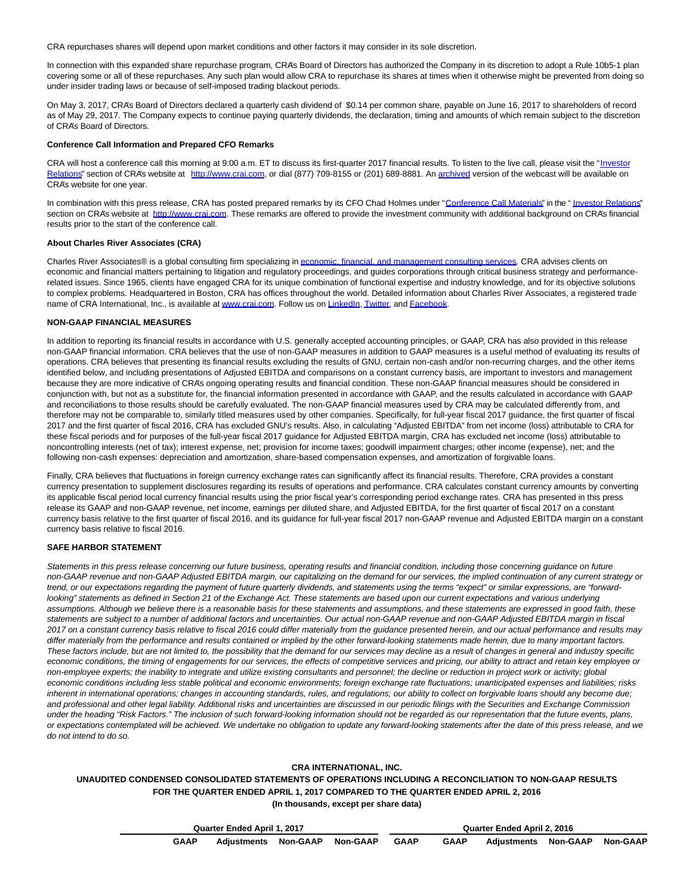CRA repurchases shares will depend upon market conditions and other factors it may consider in its sole discretion.

In connection with this expanded share repurchase program, CRA's Board of Directors has authorized the Company in its discretion to adopt a Rule 10b5-1 plan covering some or all of these repurchases. Any such plan would allow CRA to repurchase its shares at times when it otherwise might be prevented from doing so under insider trading laws or because of self-imposed trading blackout periods.

On May 3, 2017, CRA's Board of Directors declared a quarterly cash dividend of $0.14 per common share, payable on June 16, 2017 to shareholders of record as of May 29, 2017. The Company expects to continue paying quarterly dividends, the declaration, timing and amounts of which remain subject to the discretion of CRA's Board of Directors.

**Conference Call Information and Prepared CFO Remarks**

CRA will host a conference call this morning at 9:00 a.m. ET to discuss its first-quarter 2017 financial results. To listen to the live call, please visit the "Investor Relations" section of CRA's website at http://www.crai.com, or dial (877) 709-8155 or (201) 689-8881. An archived version of the webcast will be available on CRA's website for one year.

In combination with this press release, CRA has posted prepared remarks by its CFO Chad Holmes under "Conference Call Materials" in the " Investor Relations" section on CRA's website at http://www.crai.com. These remarks are offered to provide the investment community with additional background on CRA's financial results prior to the start of the conference call.

**About Charles River Associates (CRA)**

Charles River Associates® is a global consulting firm specializing in economic, financial, and management consulting services. CRA advises clients on economic and financial matters pertaining to litigation and regulatory proceedings, and guides corporations through critical business strategy and performance-related issues. Since 1965, clients have engaged CRA for its unique combination of functional expertise and industry knowledge, and for its objective solutions to complex problems. Headquartered in Boston, CRA has offices throughout the world. Detailed information about Charles River Associates, a registered trade name of CRA International, Inc., is available at www.crai.com. Follow us on LinkedIn, Twitter, and Facebook.

**NON-GAAP FINANCIAL MEASURES**

In addition to reporting its financial results in accordance with U.S. generally accepted accounting principles, or GAAP, CRA has also provided in this release non-GAAP financial information. CRA believes that the use of non-GAAP measures in addition to GAAP measures is a useful method of evaluating its results of operations. CRA believes that presenting its financial results excluding the results of GNU, certain non-cash and/or non-recurring charges, and the other items identified below, and including presentations of Adjusted EBITDA and comparisons on a constant currency basis, are important to investors and management because they are more indicative of CRA's ongoing operating results and financial condition. These non-GAAP financial measures should be considered in conjunction with, but not as a substitute for, the financial information presented in accordance with GAAP, and the results calculated in accordance with GAAP and reconciliations to those results should be carefully evaluated. The non-GAAP financial measures used by CRA may be calculated differently from, and therefore may not be comparable to, similarly titled measures used by other companies. Specifically, for full-year fiscal 2017 guidance, the first quarter of fiscal 2017 and the first quarter of fiscal 2016, CRA has excluded GNU's results. Also, in calculating "Adjusted EBITDA" from net income (loss) attributable to CRA for these fiscal periods and for purposes of the full-year fiscal 2017 guidance for Adjusted EBITDA margin, CRA has excluded net income (loss) attributable to noncontrolling interests (net of tax); interest expense, net; provision for income taxes; goodwill impairment charges; other income (expense), net; and the following non-cash expenses: depreciation and amortization, share-based compensation expenses, and amortization of forgivable loans.

Finally, CRA believes that fluctuations in foreign currency exchange rates can significantly affect its financial results. Therefore, CRA provides a constant currency presentation to supplement disclosures regarding its results of operations and performance. CRA calculates constant currency amounts by converting its applicable fiscal period local currency financial results using the prior fiscal year's corresponding period exchange rates. CRA has presented in this press release its GAAP and non-GAAP revenue, net income, earnings per diluted share, and Adjusted EBITDA, for the first quarter of fiscal 2017 on a constant currency basis relative to the first quarter of fiscal 2016, and its guidance for full-year fiscal 2017 non-GAAP revenue and Adjusted EBITDA margin on a constant currency basis relative to fiscal 2016.

**SAFE HARBOR STATEMENT**

*Statements in this press release concerning our future business, operating results and financial condition, including those concerning guidance on future non-GAAP revenue and non-GAAP Adjusted EBITDA margin, our capitalizing on the demand for our services, the implied continuation of any current strategy or trend, or our expectations regarding the payment of future quarterly dividends, and statements using the terms "expect" or similar expressions, are "forward-looking" statements as defined in Section 21 of the Exchange Act. These statements are based upon our current expectations and various underlying assumptions. Although we believe there is a reasonable basis for these statements and assumptions, and these statements are expressed in good faith, these statements are subject to a number of additional factors and uncertainties. Our actual non-GAAP revenue and non-GAAP Adjusted EBITDA margin in fiscal 2017 on a constant currency basis relative to fiscal 2016 could differ materially from the guidance presented herein, and our actual performance and results may differ materially from the performance and results contained or implied by the other forward-looking statements made herein, due to many important factors. These factors include, but are not limited to, the possibility that the demand for our services may decline as a result of changes in general and industry specific economic conditions, the timing of engagements for our services, the effects of competitive services and pricing, our ability to attract and retain key employee or non-employee experts; the inability to integrate and utilize existing consultants and personnel; the decline or reduction in project work or activity; global economic conditions including less stable political and economic environments; foreign exchange rate fluctuations; unanticipated expenses and liabilities; risks inherent in international operations; changes in accounting standards, rules, and regulations; our ability to collect on forgivable loans should any become due; and professional and other legal liability. Additional risks and uncertainties are discussed in our periodic filings with the Securities and Exchange Commission under the heading "Risk Factors." The inclusion of such forward-looking information should not be regarded as our representation that the future events, plans, or expectations contemplated will be achieved. We undertake no obligation to update any forward-looking statements after the date of this press release, and we do not intend to do so.*

**CRA INTERNATIONAL, INC.**
**UNAUDITED CONDENSED CONSOLIDATED STATEMENTS OF OPERATIONS INCLUDING A RECONCILIATION TO NON-GAAP RESULTS**
**FOR THE QUARTER ENDED APRIL 1, 2017 COMPARED TO THE QUARTER ENDED APRIL 2, 2016**
**(In thousands, except per share data)**

| | Quarter Ended April 1, 2017 | | | | | Quarter Ended April 2, 2016 | | | |
|---|---|---|---|---|---|---|---|---|---|
| | GAAP | Adjustments | Non-GAAP | Non-GAAP | GAAP | GAAP | Adjustments | Non-GAAP | Non-GAAP |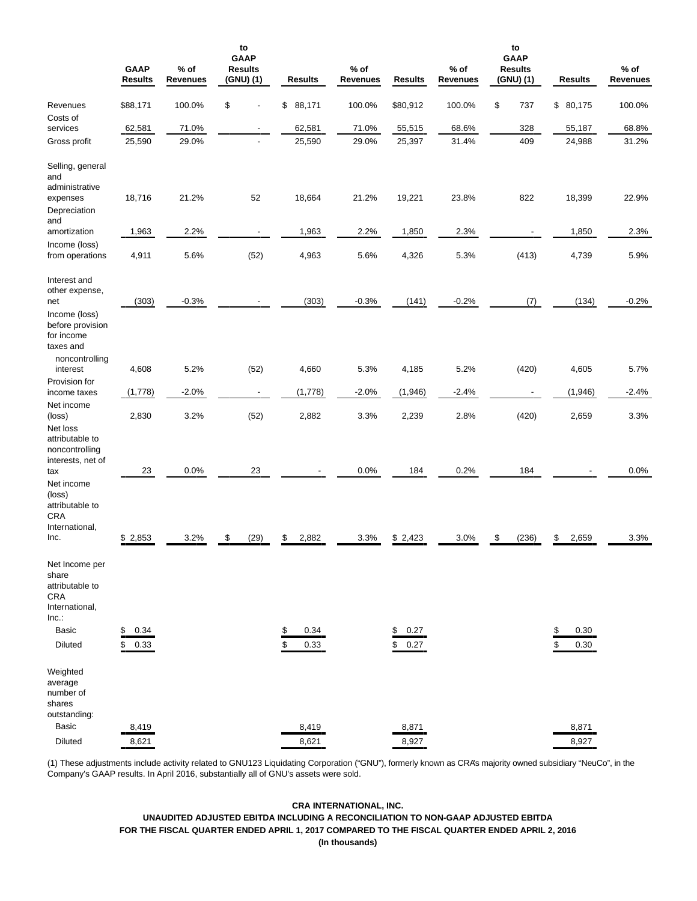|  | GAAP Results | % of Revenues | to GAAP Results (GNU) (1) | Results | % of Revenues | Results | % of Revenues | to GAAP Results (GNU) (1) | Results | % of Revenues |
|---|---|---|---|---|---|---|---|---|---|---|
| Revenues | $88,171 | 100.0% | $ - | $ 88,171 | 100.0% | $80,912 | 100.0% | $ 737 | $ 80,175 | 100.0% |
| Costs of services | 62,581 | 71.0% | - | 62,581 | 71.0% | 55,515 | 68.6% | 328 | 55,187 | 68.8% |
| Gross profit | 25,590 | 29.0% | - | 25,590 | 29.0% | 25,397 | 31.4% | 409 | 24,988 | 31.2% |
| Selling, general and administrative expenses | 18,716 | 21.2% | 52 | 18,664 | 21.2% | 19,221 | 23.8% | 822 | 18,399 | 22.9% |
| Depreciation and amortization | 1,963 | 2.2% | - | 1,963 | 2.2% | 1,850 | 2.3% | - | 1,850 | 2.3% |
| Income (loss) from operations | 4,911 | 5.6% | (52) | 4,963 | 5.6% | 4,326 | 5.3% | (413) | 4,739 | 5.9% |
| Interest and other expense, net | (303) | -0.3% | - | (303) | -0.3% | (141) | -0.2% | (7) | (134) | -0.2% |
| Income (loss) before provision for income taxes and noncontrolling interest | 4,608 | 5.2% | (52) | 4,660 | 5.3% | 4,185 | 5.2% | (420) | 4,605 | 5.7% |
| Provision for income taxes | (1,778) | -2.0% | - | (1,778) | -2.0% | (1,946) | -2.4% | - | (1,946) | -2.4% |
| Net income (loss) | 2,830 | 3.2% | (52) | 2,882 | 3.3% | 2,239 | 2.8% | (420) | 2,659 | 3.3% |
| Net loss attributable to noncontrolling interests, net of tax | 23 | 0.0% | 23 | - | 0.0% | 184 | 0.2% | 184 | - | 0.0% |
| Net income (loss) attributable to CRA International, Inc. | $ 2,853 | 3.2% | $ (29) | $ 2,882 | 3.3% | $ 2,423 | 3.0% | $ (236) | $ 2,659 | 3.3% |
| Net Income per share attributable to CRA International, Inc.: | | | | | | | | | | |
| Basic | $ 0.34 | | | $ 0.34 | | $ 0.27 | | | $ 0.30 | |
| Diluted | $ 0.33 | | | $ 0.33 | | $ 0.27 | | | $ 0.30 | |
| Weighted average number of shares outstanding: | | | | | | | | | | |
| Basic | 8,419 | | | 8,419 | | 8,871 | | | 8,871 | |
| Diluted | 8,621 | | | 8,621 | | 8,927 | | | 8,927 | |

(1) These adjustments include activity related to GNU123 Liquidating Corporation ("GNU"), formerly known as CRA's majority owned subsidiary "NeuCo", in the Company's GAAP results. In April 2016, substantially all of GNU's assets were sold.

**CRA INTERNATIONAL, INC.**
**UNAUDITED ADJUSTED EBITDA INCLUDING A RECONCILIATION TO NON-GAAP ADJUSTED EBITDA**
**FOR THE FISCAL QUARTER ENDED APRIL 1, 2017 COMPARED TO THE FISCAL QUARTER ENDED APRIL 2, 2016**
**(In thousands)**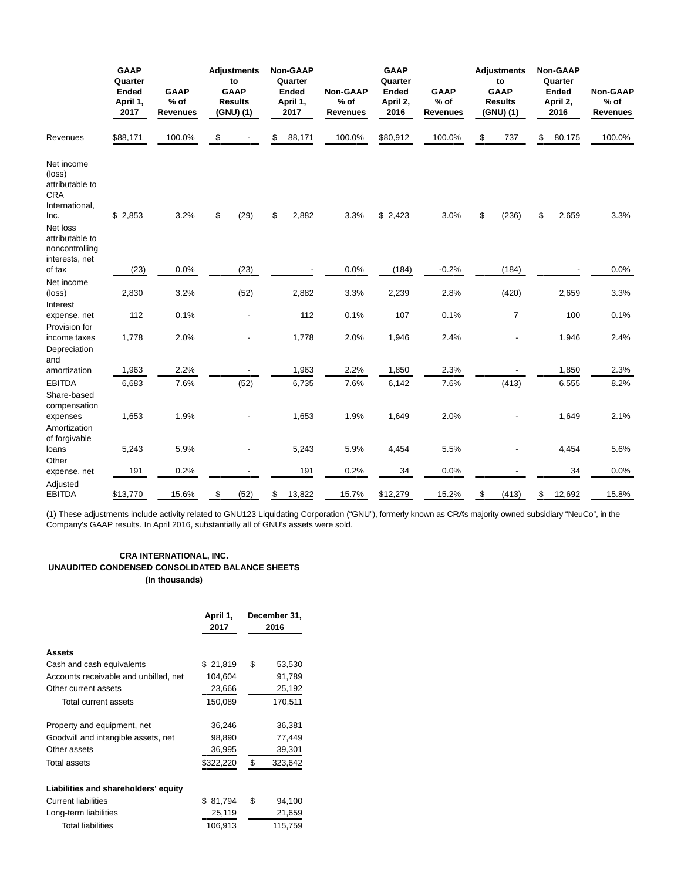| | GAAP Quarter Ended April 1, 2017 | GAAP % of Revenues | Adjustments to GAAP Results (GNU) (1) | Non-GAAP Quarter Ended April 1, 2017 | Non-GAAP % of Revenues | GAAP Quarter Ended April 2, 2016 | GAAP % of Revenues | Adjustments to GAAP Results (GNU) (1) | Non-GAAP Quarter Ended April 2, 2016 | Non-GAAP % of Revenues |
|---|---|---|---|---|---|---|---|---|---|---|
| Revenues | $88,171 | 100.0% | $ - | $ 88,171 | 100.0% | $80,912 | 100.0% | $ 737 | $ 80,175 | 100.0% |
| Net income (loss) attributable to CRA International, Inc. | $ 2,853 | 3.2% | $ (29) | $ 2,882 | 3.3% | $ 2,423 | 3.0% | $ (236) | $ 2,659 | 3.3% |
| Net loss attributable to noncontrolling interests, net of tax | (23) | 0.0% | (23) | - | 0.0% | (184) | -0.2% | (184) | - | 0.0% |
| Net income (loss) | 2,830 | 3.2% | (52) | 2,882 | 3.3% | 2,239 | 2.8% | (420) | 2,659 | 3.3% |
| Interest expense, net | 112 | 0.1% | - | 112 | 0.1% | 107 | 0.1% | 7 | 100 | 0.1% |
| Provision for income taxes | 1,778 | 2.0% | - | 1,778 | 2.0% | 1,946 | 2.4% | - | 1,946 | 2.4% |
| Depreciation and amortization | 1,963 | 2.2% | - | 1,963 | 2.2% | 1,850 | 2.3% | - | 1,850 | 2.3% |
| EBITDA | 6,683 | 7.6% | (52) | 6,735 | 7.6% | 6,142 | 7.6% | (413) | 6,555 | 8.2% |
| Share-based compensation expenses | 1,653 | 1.9% | - | 1,653 | 1.9% | 1,649 | 2.0% | - | 1,649 | 2.1% |
| Amortization of forgivable loans | 5,243 | 5.9% | - | 5,243 | 5.9% | 4,454 | 5.5% | - | 4,454 | 5.6% |
| Other expense, net | 191 | 0.2% | - | 191 | 0.2% | 34 | 0.0% | - | 34 | 0.0% |
| Adjusted EBITDA | $13,770 | 15.6% | $ (52) | $ 13,822 | 15.7% | $12,279 | 15.2% | $ (413) | $ 12,692 | 15.8% |

(1) These adjustments include activity related to GNU123 Liquidating Corporation ("GNU"), formerly known as CRA's majority owned subsidiary "NeuCo", in the Company's GAAP results. In April 2016, substantially all of GNU's assets were sold.

**CRA INTERNATIONAL, INC.**
**UNAUDITED CONDENSED CONSOLIDATED BALANCE SHEETS**
**(In thousands)**

| | April 1, 2017 | December 31, 2016 |
|---|---|---|
| **Assets** | | |
| Cash and cash equivalents | $ 21,819 | $ 53,530 |
| Accounts receivable and unbilled, net | 104,604 | 91,789 |
| Other current assets | 23,666 | 25,192 |
| Total current assets | 150,089 | 170,511 |
| Property and equipment, net | 36,246 | 36,381 |
| Goodwill and intangible assets, net | 98,890 | 77,449 |
| Other assets | 36,995 | 39,301 |
| Total assets | $322,220 | $ 323,642 |
| **Liabilities and shareholders' equity** | | |
| Current liabilities | $ 81,794 | $ 94,100 |
| Long-term liabilities | 25,119 | 21,659 |
| Total liabilities | 106,913 | 115,759 |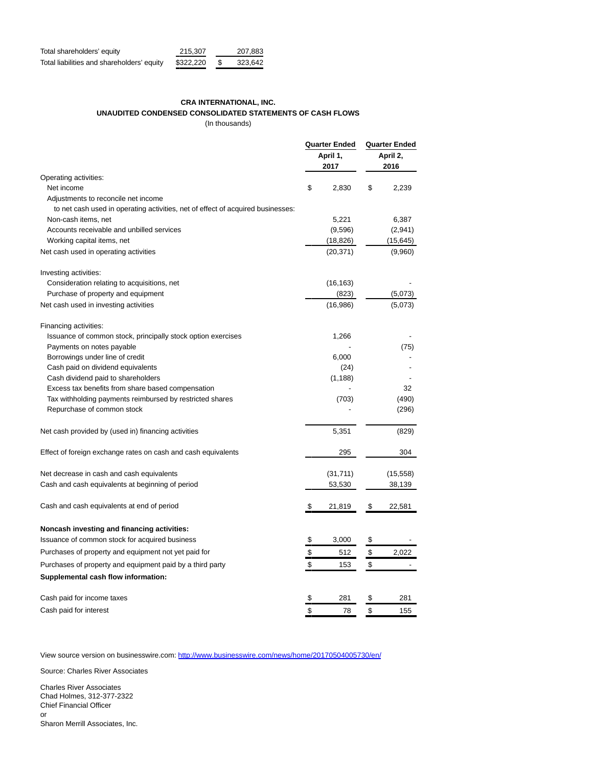| | | |
|---|---|---|
| Total shareholders' equity | 215,307 | 207,883 |
| Total liabilities and shareholders' equity | $322,220 | $ 323,642 |

**CRA INTERNATIONAL, INC.**

**UNAUDITED CONDENSED CONSOLIDATED STATEMENTS OF CASH FLOWS**

(In thousands)

| | Quarter Ended April 1, 2017 | Quarter Ended April 2, 2016 |
|---|---|---|
| Operating activities: | | |
| Net income | $ 2,830 | $ 2,239 |
| Adjustments to reconcile net income to net cash used in operating activities, net of effect of acquired businesses: | | |
| Non-cash items, net | 5,221 | 6,387 |
| Accounts receivable and unbilled services | (9,596) | (2,941) |
| Working capital items, net | (18,826) | (15,645) |
| Net cash used in operating activities | (20,371) | (9,960) |
| | | |
| Investing activities: | | |
| Consideration relating to acquisitions, net | (16,163) | - |
| Purchase of property and equipment | (823) | (5,073) |
| Net cash used in investing activities | (16,986) | (5,073) |
| | | |
| Financing activities: | | |
| Issuance of common stock, principally stock option exercises | 1,266 | - |
| Payments on notes payable | - | (75) |
| Borrowings under line of credit | 6,000 | - |
| Cash paid on dividend equivalents | (24) | - |
| Cash dividend paid to shareholders | (1,188) | - |
| Excess tax benefits from share based compensation | - | 32 |
| Tax withholding payments reimbursed by restricted shares | (703) | (490) |
| Repurchase of common stock | - | (296) |
| | | |
| Net cash provided by (used in) financing activities | 5,351 | (829) |
| | | |
| Effect of foreign exchange rates on cash and cash equivalents | 295 | 304 |
| | | |
| Net decrease in cash and cash equivalents | (31,711) | (15,558) |
| Cash and cash equivalents at beginning of period | 53,530 | 38,139 |
| | | |
| Cash and cash equivalents at end of period | $ 21,819 | $ 22,581 |
| | | |
| **Noncash investing and financing activities:** | | |
| Issuance of common stock for acquired business | $ 3,000 | $ - |
| Purchases of property and equipment not yet paid for | $ 512 | $ 2,022 |
| Purchases of property and equipment paid by a third party | $ 153 | $ - |
| **Supplemental cash flow information:** | | |
| Cash paid for income taxes | $ 281 | $ 281 |
| Cash paid for interest | $ 78 | $ 155 |

View source version on businesswire.com: http://www.businesswire.com/news/home/20170504005730/en/

Source: Charles River Associates

Charles River Associates
Chad Holmes, 312-377-2322
Chief Financial Officer
or
Sharon Merrill Associates, Inc.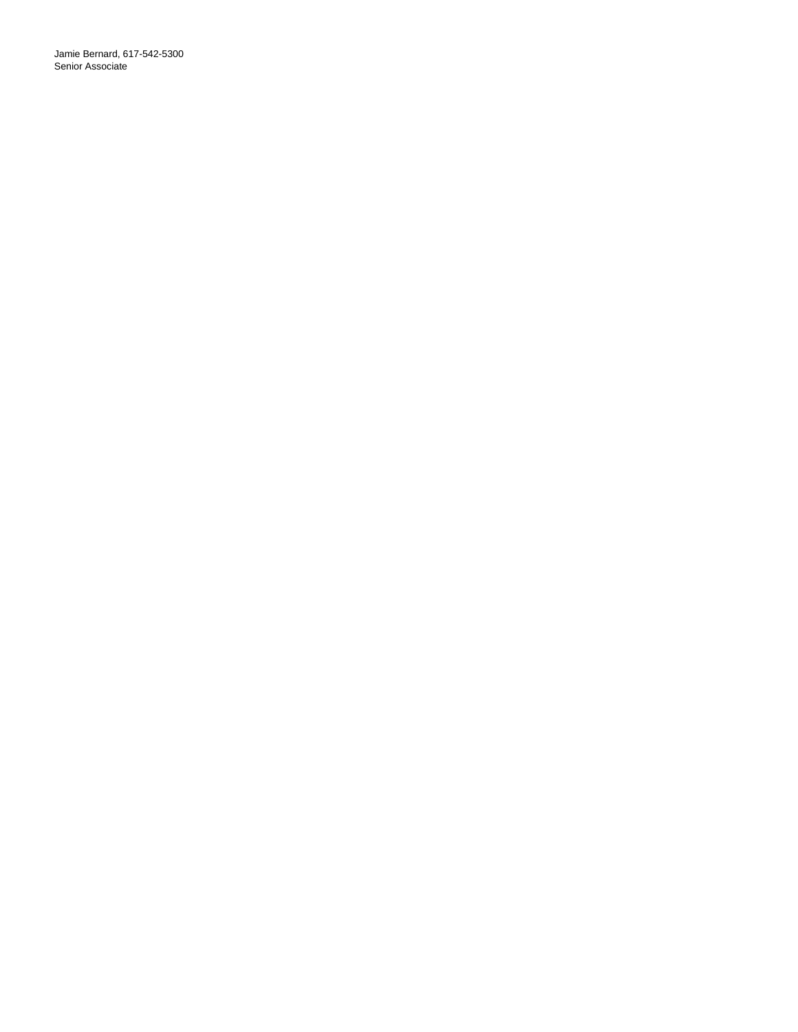Jamie Bernard, 617-542-5300
Senior Associate